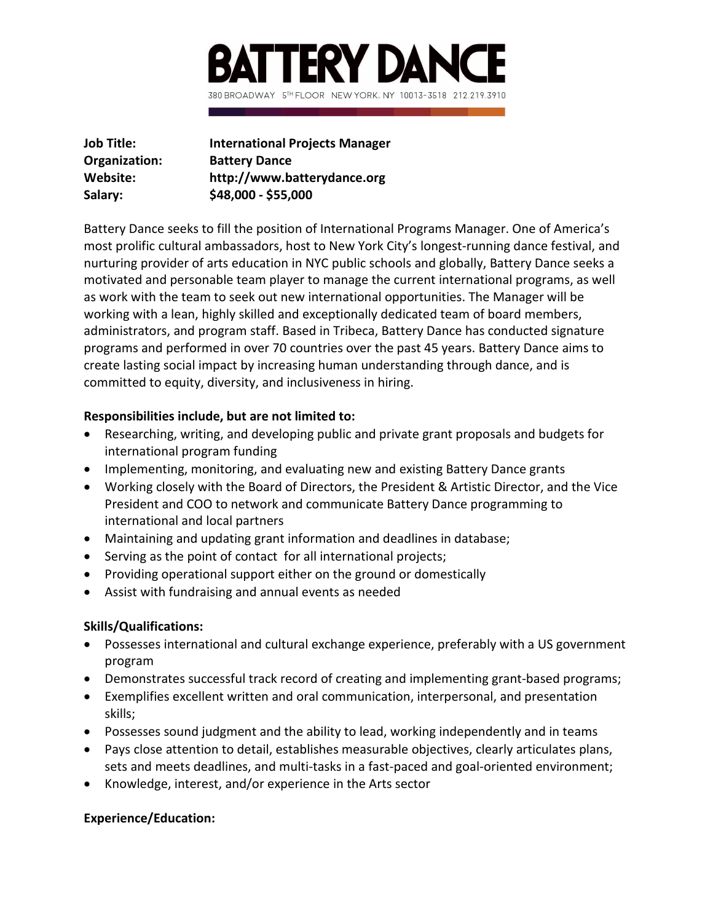# BATTERY DANCE

380 BROADWAY 5TH FLOOR NEW YORK, NY 10013-3518 212.219.3910

**Job Title:** **International Projects Manager**
**Organization:** **Battery Dance**
**Website:** **http://www.batterydance.org**
**Salary:** **$48,000 - $55,000**

Battery Dance seeks to fill the position of International Programs Manager. One of America's most prolific cultural ambassadors, host to New York City's longest-running dance festival, and nurturing provider of arts education in NYC public schools and globally, Battery Dance seeks a motivated and personable team player to manage the current international programs, as well as work with the team to seek out new international opportunities. The Manager will be working with a lean, highly skilled and exceptionally dedicated team of board members, administrators, and program staff. Based in Tribeca, Battery Dance has conducted signature programs and performed in over 70 countries over the past 45 years. Battery Dance aims to create lasting social impact by increasing human understanding through dance, and is committed to equity, diversity, and inclusiveness in hiring.

**Responsibilities include, but are not limited to:**

- Researching, writing, and developing public and private grant proposals and budgets for international program funding
- Implementing, monitoring, and evaluating new and existing Battery Dance grants
- Working closely with the Board of Directors, the President & Artistic Director, and the Vice President and COO to network and communicate Battery Dance programming to international and local partners
- Maintaining and updating grant information and deadlines in database;
- Serving as the point of contact for all international projects;
- Providing operational support either on the ground or domestically
- Assist with fundraising and annual events as needed

**Skills/Qualifications:**

- Possesses international and cultural exchange experience, preferably with a US government program
- Demonstrates successful track record of creating and implementing grant-based programs;
- Exemplifies excellent written and oral communication, interpersonal, and presentation skills;
- Possesses sound judgment and the ability to lead, working independently and in teams
- Pays close attention to detail, establishes measurable objectives, clearly articulates plans, sets and meets deadlines, and multi-tasks in a fast-paced and goal-oriented environment;
- Knowledge, interest, and/or experience in the Arts sector

**Experience/Education:**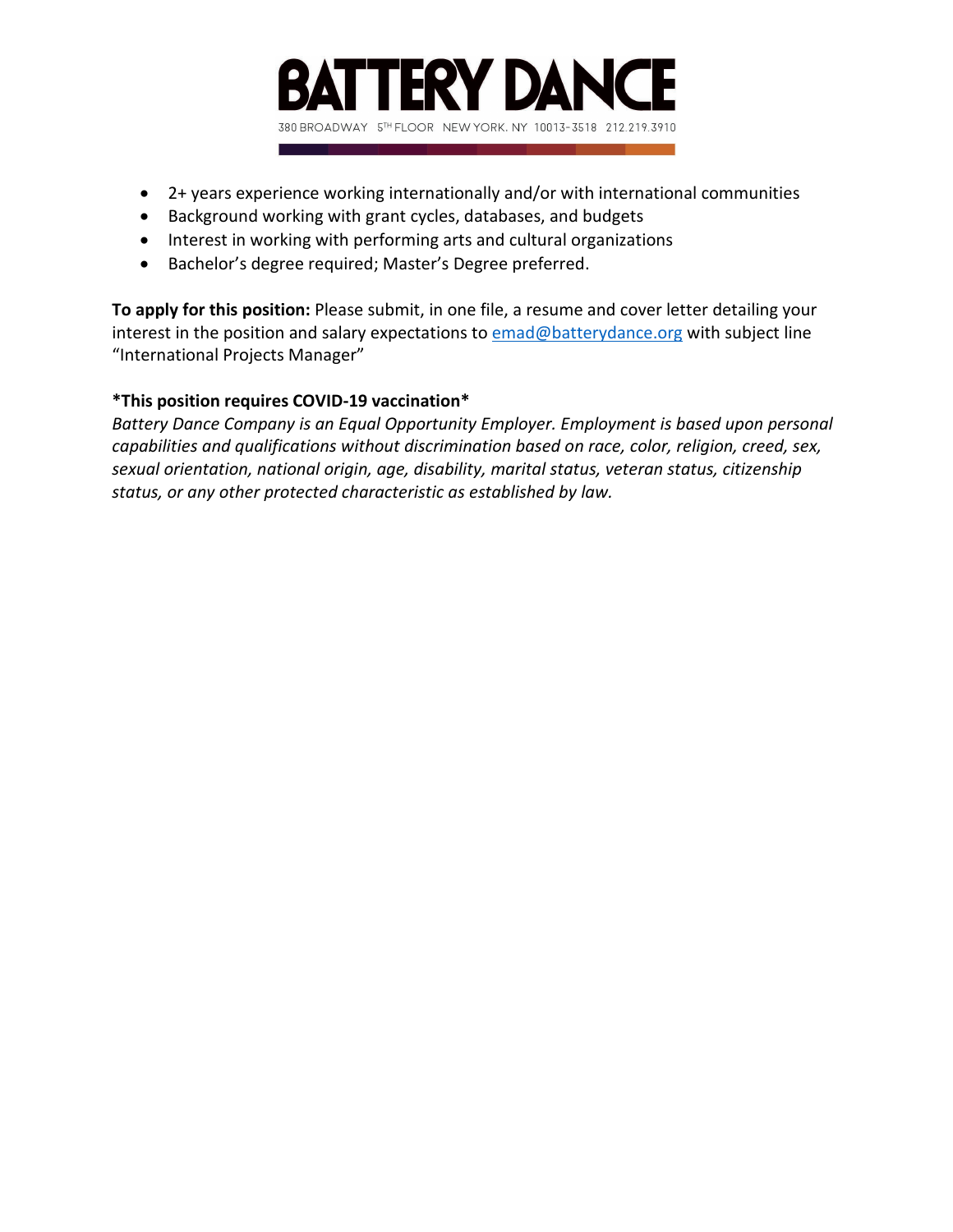- 2+ years experience working internationally and/or with international communities
- Background working with grant cycles, databases, and budgets
- Interest in working with performing arts and cultural organizations
- Bachelor's degree required; Master's Degree preferred.

**To apply for this position:** Please submit, in one file, a resume and cover letter detailing your interest in the position and salary expectations to [emad@batterydance.org](mailto:emad@batterydance.org) with subject line "International Projects Manager"

**\*This position requires COVID-19 vaccination\***

*Battery Dance Company is an Equal Opportunity Employer. Employment is based upon personal capabilities and qualifications without discrimination based on race, color, religion, creed, sex, sexual orientation, national origin, age, disability, marital status, veteran status, citizenship status, or any other protected characteristic as established by law.*